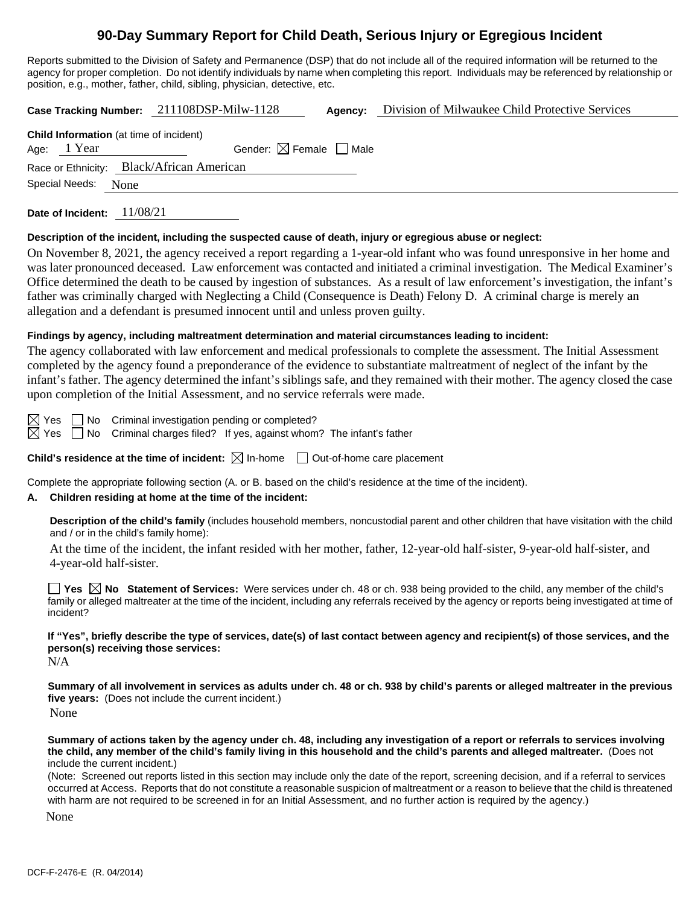# 90-Day Summary Report for Child Death, Serious Injury or Egregious Incident

Reports submitted to the Division of Safety and Permanence (DSP) that do not include all of the required information will be returned to the agency for proper completion. Do not identify individuals by name when completing this report. Individuals may be referenced by relationship or position, e.g., mother, father, child, sibling, physician, detective, etc.

**Case Tracking Number:** 211108DSP-Milw-1128 **Agency:** Division of Milwaukee Child Protective Services

**Child Information** (at time of incident)

Age: 1 Year Gender: ☒ Female ☐ Male

Race or Ethnicity: Black/African American

Special Needs: None

**Date of Incident:** 11/08/21

**Description of the incident, including the suspected cause of death, injury or egregious abuse or neglect:**

On November 8, 2021, the agency received a report regarding a 1-year-old infant who was found unresponsive in her home and was later pronounced deceased. Law enforcement was contacted and initiated a criminal investigation. The Medical Examiner's Office determined the death to be caused by ingestion of substances. As a result of law enforcement's investigation, the infant's father was criminally charged with Neglecting a Child (Consequence is Death) Felony D. A criminal charge is merely an allegation and a defendant is presumed innocent until and unless proven guilty.

**Findings by agency, including maltreatment determination and material circumstances leading to incident:**

The agency collaborated with law enforcement and medical professionals to complete the assessment. The Initial Assessment completed by the agency found a preponderance of the evidence to substantiate maltreatment of neglect of the infant by the infant's father. The agency determined the infant's siblings safe, and they remained with their mother. The agency closed the case upon completion of the Initial Assessment, and no service referrals were made.

☒ Yes ☐ No Criminal investigation pending or completed?

☒ Yes ☐ No Criminal charges filed? If yes, against whom? The infant's father

**Child's residence at the time of incident:** ☒ In-home ☐ Out-of-home care placement

Complete the appropriate following section (A. or B. based on the child's residence at the time of the incident).

**A. Children residing at home at the time of the incident:**

**Description of the child's family** (includes household members, noncustodial parent and other children that have visitation with the child and / or in the child's family home):

At the time of the incident, the infant resided with her mother, father, 12-year-old half-sister, 9-year-old half-sister, and 4-year-old half-sister.

☐ **Yes** ☒ **No Statement of Services:** Were services under ch. 48 or ch. 938 being provided to the child, any member of the child's family or alleged maltreater at the time of the incident, including any referrals received by the agency or reports being investigated at time of incident?

**If "Yes", briefly describe the type of services, date(s) of last contact between agency and recipient(s) of those services, and the person(s) receiving those services:**

N/A

**Summary of all involvement in services as adults under ch. 48 or ch. 938 by child's parents or alleged maltreater in the previous five years:** (Does not include the current incident.)

None

**Summary of actions taken by the agency under ch. 48, including any investigation of a report or referrals to services involving the child, any member of the child's family living in this household and the child's parents and alleged maltreater.** (Does not include the current incident.)

(Note: Screened out reports listed in this section may include only the date of the report, screening decision, and if a referral to services occurred at Access. Reports that do not constitute a reasonable suspicion of maltreatment or a reason to believe that the child is threatened with harm are not required to be screened in for an Initial Assessment, and no further action is required by the agency.)

None

DCF-F-2476-E (R. 04/2014)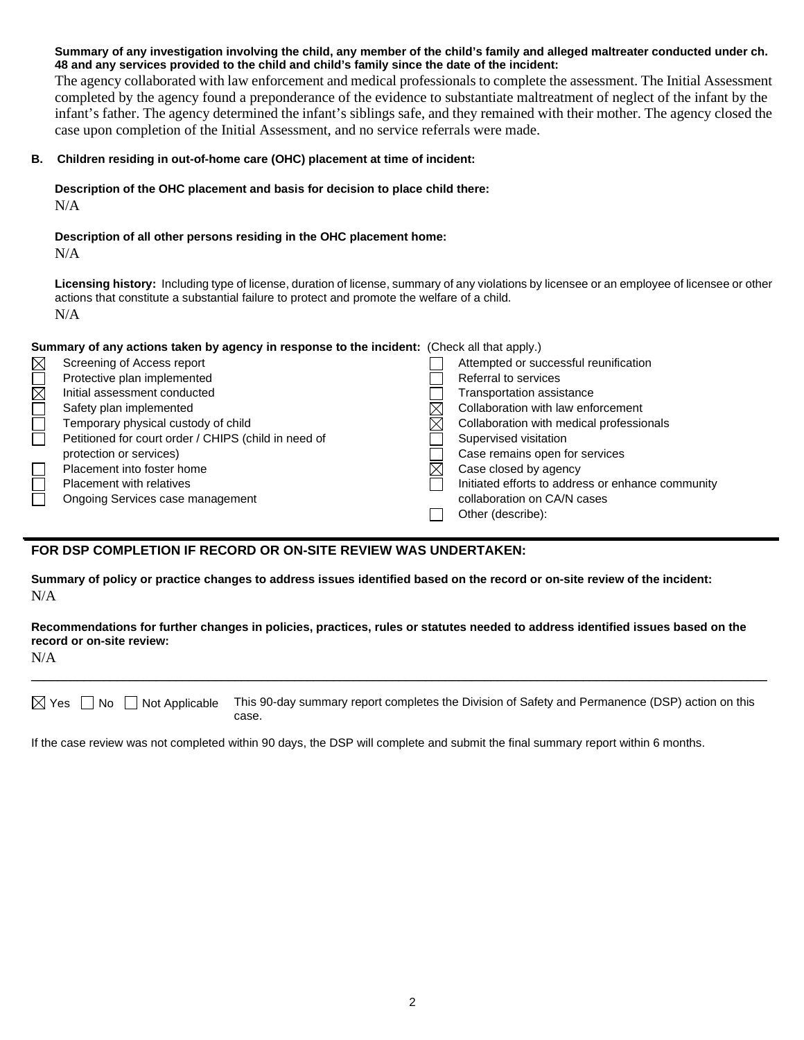**Summary of any investigation involving the child, any member of the child's family and alleged maltreater conducted under ch. 48 and any services provided to the child and child's family since the date of the incident:**

The agency collaborated with law enforcement and medical professionals to complete the assessment. The Initial Assessment completed by the agency found a preponderance of the evidence to substantiate maltreatment of neglect of the infant by the infant's father. The agency determined the infant's siblings safe, and they remained with their mother. The agency closed the case upon completion of the Initial Assessment, and no service referrals were made.

**B. Children residing in out-of-home care (OHC) placement at time of incident:**

**Description of the OHC placement and basis for decision to place child there:**

N/A

**Description of all other persons residing in the OHC placement home:**

N/A

**Licensing history:** Including type of license, duration of license, summary of any violations by licensee or an employee of licensee or other actions that constitute a substantial failure to protect and promote the welfare of a child.

N/A

**Summary of any actions taken by agency in response to the incident:** (Check all that apply.)

- ☒ Screening of Access report
- ☐ Protective plan implemented
- ☒ Initial assessment conducted
- ☐ Safety plan implemented
- ☐ Temporary physical custody of child
- ☐ Petitioned for court order / CHIPS (child in need of protection or services)
- ☐ Placement into foster home
- ☐ Placement with relatives
- ☐ Ongoing Services case management
- ☐ Attempted or successful reunification
- ☐ Referral to services
- ☐ Transportation assistance
- ☒ Collaboration with law enforcement
- ☒ Collaboration with medical professionals
- ☐ Supervised visitation
- ☐ Case remains open for services
- ☒ Case closed by agency
- ☐ Initiated efforts to address or enhance community collaboration on CA/N cases
- ☐ Other (describe):

---

**FOR DSP COMPLETION IF RECORD OR ON-SITE REVIEW WAS UNDERTAKEN:**

**Summary of policy or practice changes to address issues identified based on the record or on-site review of the incident:**

N/A

**Recommendations for further changes in policies, practices, rules or statutes needed to address identified issues based on the record or on-site review:**

N/A

---

☒ Yes ☐ No ☐ Not Applicable This 90-day summary report completes the Division of Safety and Permanence (DSP) action on this case.

If the case review was not completed within 90 days, the DSP will complete and submit the final summary report within 6 months.